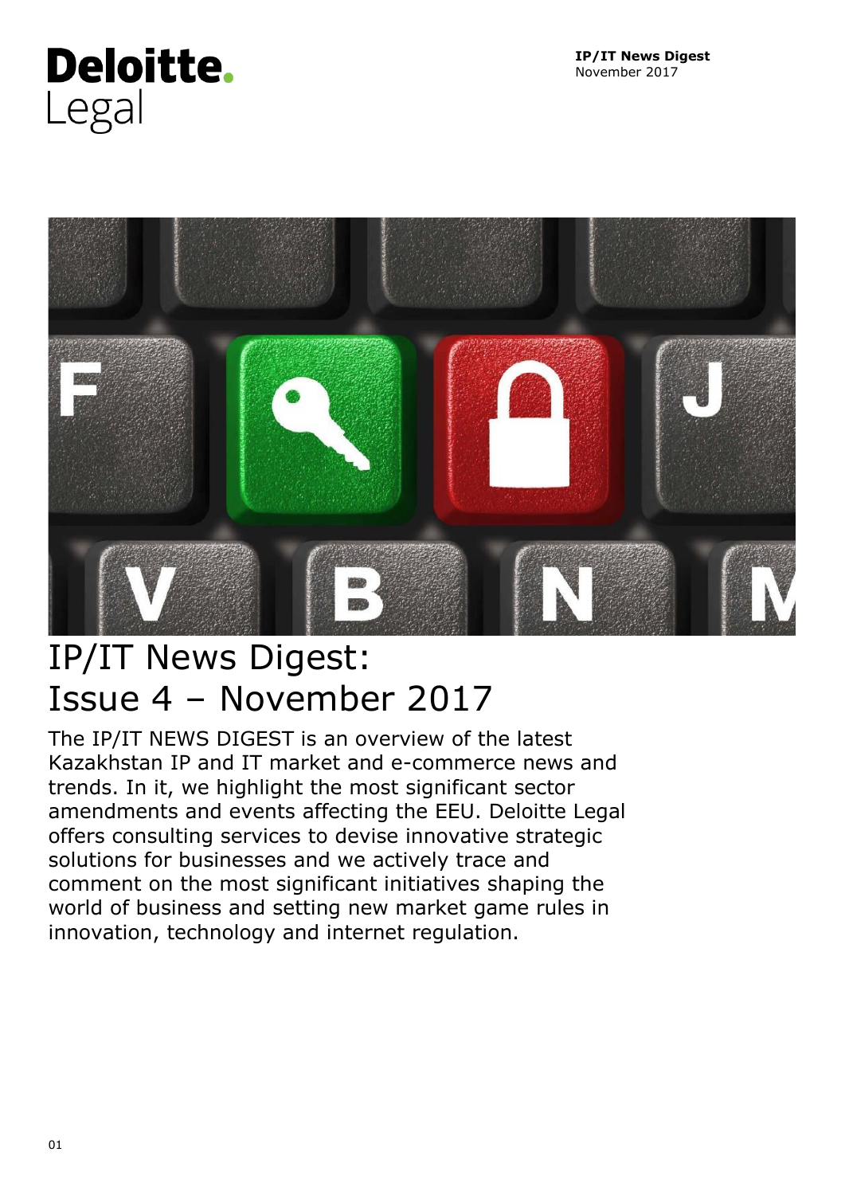Deloitte.
Legal

**IP/IT News Digest**
November 2017

# IP/IT News Digest: Issue 4 – November 2017

The IP/IT NEWS DIGEST is an overview of the latest Kazakhstan IP and IT market and e-commerce news and trends. In it, we highlight the most significant sector amendments and events affecting the EEU. Deloitte Legal offers consulting services to devise innovative strategic solutions for businesses and we actively trace and comment on the most significant initiatives shaping the world of business and setting new market game rules in innovation, technology and internet regulation.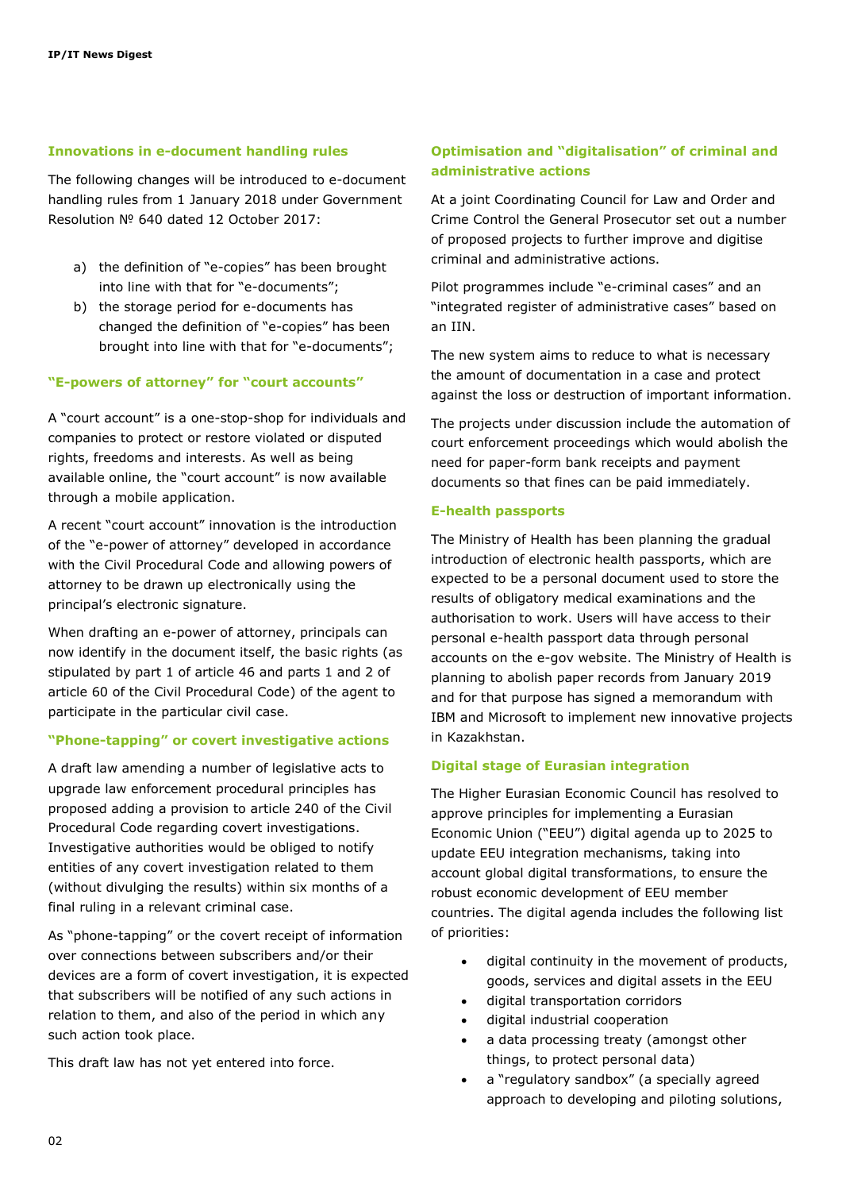### Innovations in e-document handling rules

The following changes will be introduced to e-document handling rules from 1 January 2018 under Government Resolution № 640 dated 12 October 2017:

a) the definition of "e-copies" has been brought into line with that for "e-documents";
b) the storage period for e-documents has changed the definition of "e-copies" has been brought into line with that for "e-documents";

### "E-powers of attorney" for "court accounts"

A "court account" is a one-stop-shop for individuals and companies to protect or restore violated or disputed rights, freedoms and interests. As well as being available online, the "court account" is now available through a mobile application.

A recent "court account" innovation is the introduction of the "e-power of attorney" developed in accordance with the Civil Procedural Code and allowing powers of attorney to be drawn up electronically using the principal's electronic signature.

When drafting an e-power of attorney, principals can now identify in the document itself, the basic rights (as stipulated by part 1 of article 46 and parts 1 and 2 of article 60 of the Civil Procedural Code) of the agent to participate in the particular civil case.

### "Phone-tapping" or covert investigative actions

A draft law amending a number of legislative acts to upgrade law enforcement procedural principles has proposed adding a provision to article 240 of the Civil Procedural Code regarding covert investigations. Investigative authorities would be obliged to notify entities of any covert investigation related to them (without divulging the results) within six months of a final ruling in a relevant criminal case.

As "phone-tapping" or the covert receipt of information over connections between subscribers and/or their devices are a form of covert investigation, it is expected that subscribers will be notified of any such actions in relation to them, and also of the period in which any such action took place.

This draft law has not yet entered into force.

### Optimisation and "digitalisation" of criminal and administrative actions

At a joint Coordinating Council for Law and Order and Crime Control the General Prosecutor set out a number of proposed projects to further improve and digitise criminal and administrative actions.

Pilot programmes include "e-criminal cases" and an "integrated register of administrative cases" based on an IIN.

The new system aims to reduce to what is necessary the amount of documentation in a case and protect against the loss or destruction of important information.

The projects under discussion include the automation of court enforcement proceedings which would abolish the need for paper-form bank receipts and payment documents so that fines can be paid immediately.

### E-health passports

The Ministry of Health has been planning the gradual introduction of electronic health passports, which are expected to be a personal document used to store the results of obligatory medical examinations and the authorisation to work. Users will have access to their personal e-health passport data through personal accounts on the e-gov website. The Ministry of Health is planning to abolish paper records from January 2019 and for that purpose has signed a memorandum with IBM and Microsoft to implement new innovative projects in Kazakhstan.

### Digital stage of Eurasian integration

The Higher Eurasian Economic Council has resolved to approve principles for implementing a Eurasian Economic Union ("EEU") digital agenda up to 2025 to update EEU integration mechanisms, taking into account global digital transformations, to ensure the robust economic development of EEU member countries. The digital agenda includes the following list of priorities:

- digital continuity in the movement of products, goods, services and digital assets in the EEU
- digital transportation corridors
- digital industrial cooperation
- a data processing treaty (amongst other things, to protect personal data)
- a "regulatory sandbox" (a specially agreed approach to developing and piloting solutions,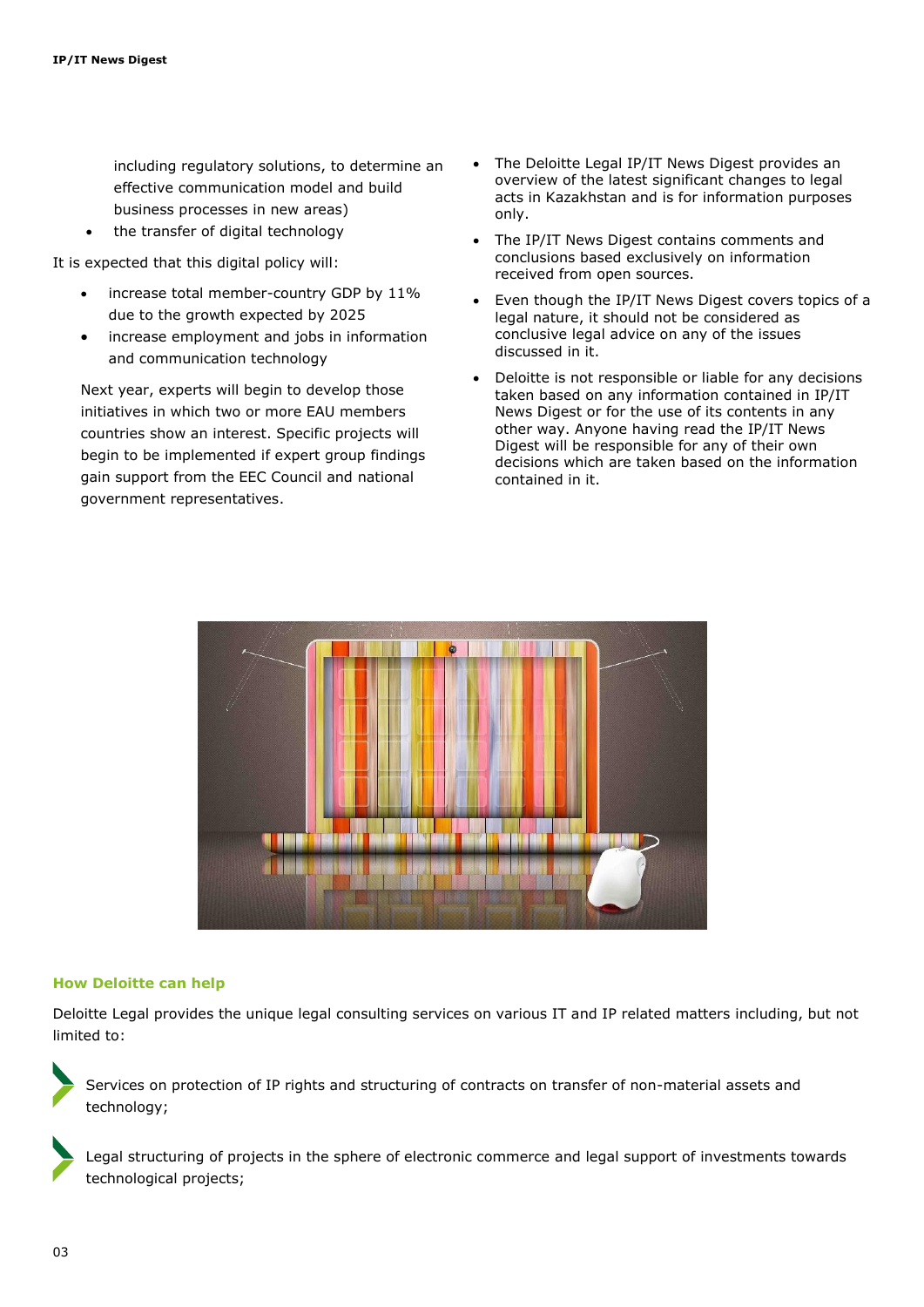including regulatory solutions, to determine an effective communication model and build business processes in new areas)

- the transfer of digital technology

It is expected that this digital policy will:

- increase total member-country GDP by 11% due to the growth expected by 2025
- increase employment and jobs in information and communication technology

Next year, experts will begin to develop those initiatives in which two or more EAU members countries show an interest. Specific projects will begin to be implemented if expert group findings gain support from the EEC Council and national government representatives.

- The Deloitte Legal IP/IT News Digest provides an overview of the latest significant changes to legal acts in Kazakhstan and is for information purposes only.
- The IP/IT News Digest contains comments and conclusions based exclusively on information received from open sources.
- Even though the IP/IT News Digest covers topics of a legal nature, it should not be considered as conclusive legal advice on any of the issues discussed in it.
- Deloitte is not responsible or liable for any decisions taken based on any information contained in IP/IT News Digest or for the use of its contents in any other way. Anyone having read the IP/IT News Digest will be responsible for any of their own decisions which are taken based on the information contained in it.

## How Deloitte can help

Deloitte Legal provides the unique legal consulting services on various IT and IP related matters including, but not limited to:

- Services on protection of IP rights and structuring of contracts on transfer of non-material assets and technology;
- Legal structuring of projects in the sphere of electronic commerce and legal support of investments towards technological projects;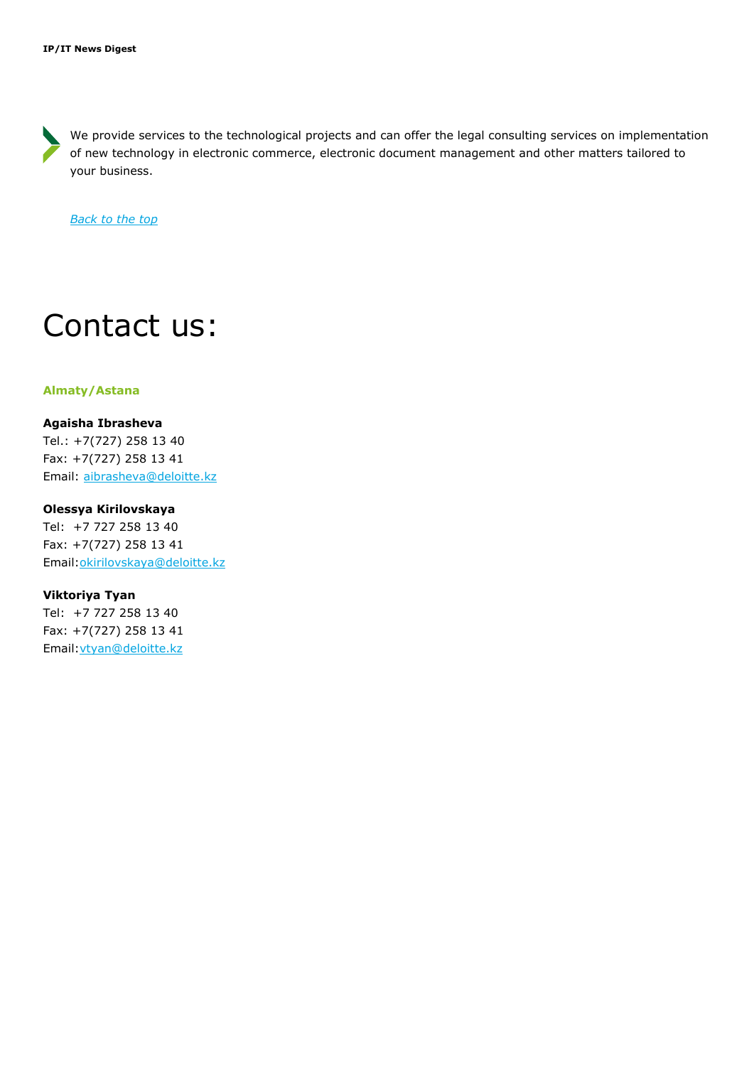We provide services to the technological projects and can offer the legal consulting services on implementation of new technology in electronic commerce, electronic document management and other matters tailored to your business.

*Back to the top*

# Contact us:

**Almaty/Astana**

**Agaisha Ibrasheva**
Tel.: +7(727) 258 13 40
Fax: +7(727) 258 13 41
Email: aibrasheva@deloitte.kz

**Olessya Kirilovskaya**
Tel: +7 727 258 13 40
Fax: +7(727) 258 13 41
Email:okirilovskaya@deloitte.kz

**Viktoriya Tyan**
Tel: +7 727 258 13 40
Fax: +7(727) 258 13 41
Email:vtyan@deloitte.kz